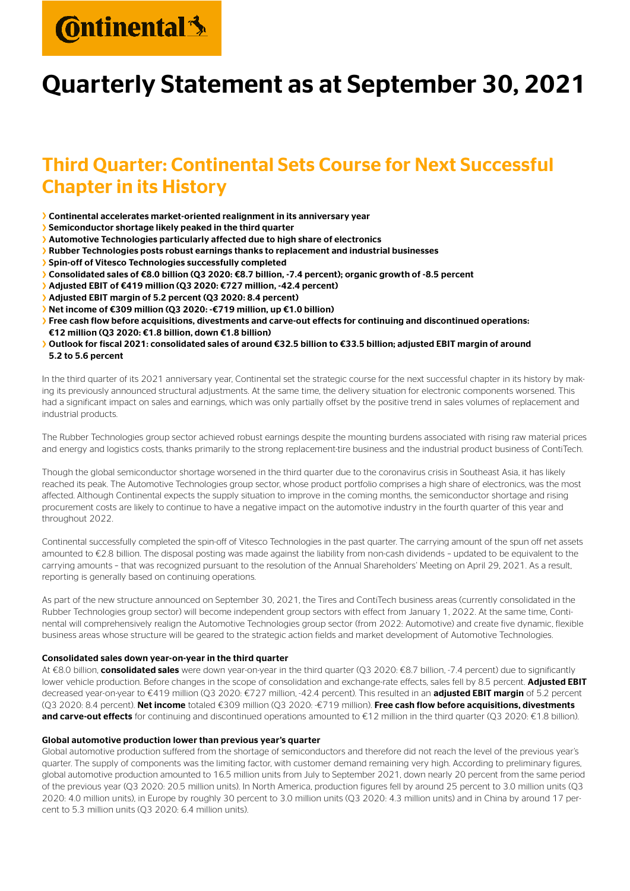# Quarterly Statement as at September 30, 2021

## Third Quarter: Continental Sets Course for Next Successful Chapter in its History

- **Continental accelerates market-oriented realignment in its anniversary year**
- **Semiconductor shortage likely peaked in the third quarter**
- **Automotive Technologies particularly affected due to high share of electronics**
- **Rubber Technologies posts robust earnings thanks to replacement and industrial businesses**
- **Spin-off of Vitesco Technologies successfully completed**
- **Consolidated sales of €8.0 billion (Q3 2020: €8.7 billion, -7.4 percent); organic growth of -8.5 percent**
- **Adjusted EBIT of €419 million (Q3 2020: €727 million, -42.4 percent)**
- **Adjusted EBIT margin of 5.2 percent (Q3 2020: 8.4 percent)**
- **Net income of €309 million (Q3 2020: -€719 million, up €1.0 billion)**
- **Free cash flow before acquisitions, divestments and carve-out effects for continuing and discontinued operations: €12 million (Q3 2020: €1.8 billion, down €1.8 billion)**
- **Outlook for fiscal 2021: consolidated sales of around €32.5 billion to €33.5 billion; adjusted EBIT margin of around 5.2 to 5.6 percent**

In the third quarter of its 2021 anniversary year, Continental set the strategic course for the next successful chapter in its history by making its previously announced structural adjustments. At the same time, the delivery situation for electronic components worsened. This had a significant impact on sales and earnings, which was only partially offset by the positive trend in sales volumes of replacement and industrial products.

The Rubber Technologies group sector achieved robust earnings despite the mounting burdens associated with rising raw material prices and energy and logistics costs, thanks primarily to the strong replacement-tire business and the industrial product business of ContiTech.

Though the global semiconductor shortage worsened in the third quarter due to the coronavirus crisis in Southeast Asia, it has likely reached its peak. The Automotive Technologies group sector, whose product portfolio comprises a high share of electronics, was the most affected. Although Continental expects the supply situation to improve in the coming months, the semiconductor shortage and rising procurement costs are likely to continue to have a negative impact on the automotive industry in the fourth quarter of this year and throughout 2022.

Continental successfully completed the spin-off of Vitesco Technologies in the past quarter. The carrying amount of the spun off net assets amounted to €2.8 billion. The disposal posting was made against the liability from non-cash dividends – updated to be equivalent to the carrying amounts – that was recognized pursuant to the resolution of the Annual Shareholders' Meeting on April 29, 2021. As a result, reporting is generally based on continuing operations.

As part of the new structure announced on September 30, 2021, the Tires and ContiTech business areas (currently consolidated in the Rubber Technologies group sector) will become independent group sectors with effect from January 1, 2022. At the same time, Continental will comprehensively realign the Automotive Technologies group sector (from 2022: Automotive) and create five dynamic, flexible business areas whose structure will be geared to the strategic action fields and market development of Automotive Technologies.

### Consolidated sales down year-on-year in the third quarter

At €8.0 billion, **consolidated sales** were down year-on-year in the third quarter (Q3 2020: €8.7 billion, -7.4 percent) due to significantly lower vehicle production. Before changes in the scope of consolidation and exchange-rate effects, sales fell by 8.5 percent. **Adjusted EBIT** decreased year-on-year to €419 million (Q3 2020: €727 million, -42.4 percent). This resulted in an **adjusted EBIT margin** of 5.2 percent (Q3 2020: 8.4 percent). **Net income** totaled €309 million (Q3 2020: -€719 million). **Free cash flow before acquisitions, divestments and carve-out effects** for continuing and discontinued operations amounted to €12 million in the third quarter (Q3 2020: €1.8 billion).

### Global automotive production lower than previous year's quarter

Global automotive production suffered from the shortage of semiconductors and therefore did not reach the level of the previous year's quarter. The supply of components was the limiting factor, with customer demand remaining very high. According to preliminary figures, global automotive production amounted to 16.5 million units from July to September 2021, down nearly 20 percent from the same period of the previous year (Q3 2020: 20.5 million units). In North America, production figures fell by around 25 percent to 3.0 million units (Q3 2020: 4.0 million units), in Europe by roughly 30 percent to 3.0 million units (Q3 2020: 4.3 million units) and in China by around 17 percent to 5.3 million units (Q3 2020: 6.4 million units).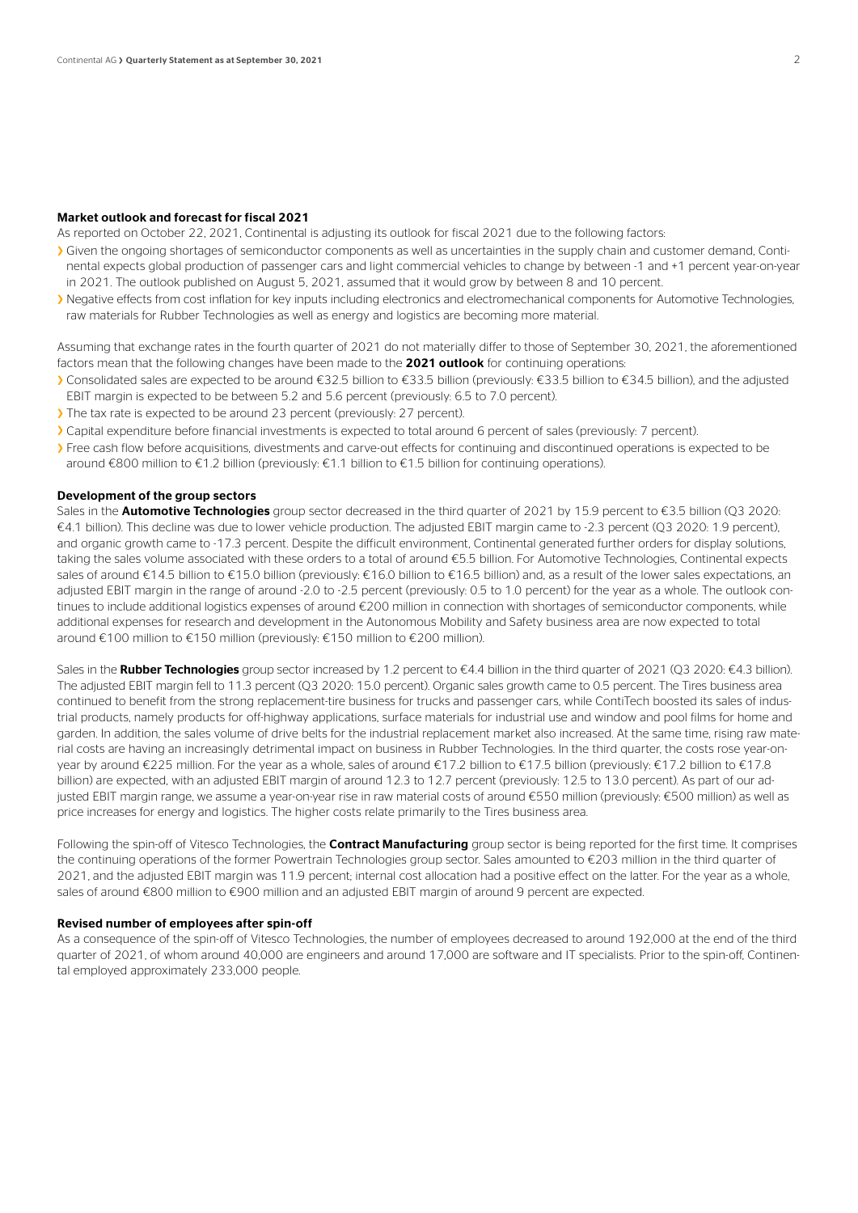**Market outlook and forecast for fiscal 2021**

As reported on October 22, 2021, Continental is adjusting its outlook for fiscal 2021 due to the following factors:

- Given the ongoing shortages of semiconductor components as well as uncertainties in the supply chain and customer demand, Continental expects global production of passenger cars and light commercial vehicles to change by between -1 and +1 percent year-on-year in 2021. The outlook published on August 5, 2021, assumed that it would grow by between 8 and 10 percent.
- Negative effects from cost inflation for key inputs including electronics and electromechanical components for Automotive Technologies, raw materials for Rubber Technologies as well as energy and logistics are becoming more material.

Assuming that exchange rates in the fourth quarter of 2021 do not materially differ to those of September 30, 2021, the aforementioned factors mean that the following changes have been made to the **2021 outlook** for continuing operations:

- Consolidated sales are expected to be around €32.5 billion to €33.5 billion (previously: €33.5 billion to €34.5 billion), and the adjusted EBIT margin is expected to be between 5.2 and 5.6 percent (previously: 6.5 to 7.0 percent).
- The tax rate is expected to be around 23 percent (previously: 27 percent).
- Capital expenditure before financial investments is expected to total around 6 percent of sales (previously: 7 percent).
- Free cash flow before acquisitions, divestments and carve-out effects for continuing and discontinued operations is expected to be around €800 million to €1.2 billion (previously: €1.1 billion to €1.5 billion for continuing operations).

**Development of the group sectors**

Sales in the **Automotive Technologies** group sector decreased in the third quarter of 2021 by 15.9 percent to €3.5 billion (Q3 2020: €4.1 billion). This decline was due to lower vehicle production. The adjusted EBIT margin came to -2.3 percent (Q3 2020: 1.9 percent), and organic growth came to -17.3 percent. Despite the difficult environment, Continental generated further orders for display solutions, taking the sales volume associated with these orders to a total of around €5.5 billion. For Automotive Technologies, Continental expects sales of around €14.5 billion to €15.0 billion (previously: €16.0 billion to €16.5 billion) and, as a result of the lower sales expectations, an adjusted EBIT margin in the range of around -2.0 to -2.5 percent (previously: 0.5 to 1.0 percent) for the year as a whole. The outlook continues to include additional logistics expenses of around €200 million in connection with shortages of semiconductor components, while additional expenses for research and development in the Autonomous Mobility and Safety business area are now expected to total around €100 million to €150 million (previously: €150 million to €200 million).

Sales in the **Rubber Technologies** group sector increased by 1.2 percent to €4.4 billion in the third quarter of 2021 (Q3 2020: €4.3 billion). The adjusted EBIT margin fell to 11.3 percent (Q3 2020: 15.0 percent). Organic sales growth came to 0.5 percent. The Tires business area continued to benefit from the strong replacement-tire business for trucks and passenger cars, while ContiTech boosted its sales of industrial products, namely products for off-highway applications, surface materials for industrial use and window and pool films for home and garden. In addition, the sales volume of drive belts for the industrial replacement market also increased. At the same time, rising raw material costs are having an increasingly detrimental impact on business in Rubber Technologies. In the third quarter, the costs rose year-on-year by around €225 million. For the year as a whole, sales of around €17.2 billion to €17.5 billion (previously: €17.2 billion to €17.8 billion) are expected, with an adjusted EBIT margin of around 12.3 to 12.7 percent (previously: 12.5 to 13.0 percent). As part of our adjusted EBIT margin range, we assume a year-on-year rise in raw material costs of around €550 million (previously: €500 million) as well as price increases for energy and logistics. The higher costs relate primarily to the Tires business area.

Following the spin-off of Vitesco Technologies, the **Contract Manufacturing** group sector is being reported for the first time. It comprises the continuing operations of the former Powertrain Technologies group sector. Sales amounted to €203 million in the third quarter of 2021, and the adjusted EBIT margin was 11.9 percent; internal cost allocation had a positive effect on the latter. For the year as a whole, sales of around €800 million to €900 million and an adjusted EBIT margin of around 9 percent are expected.

**Revised number of employees after spin-off**

As a consequence of the spin-off of Vitesco Technologies, the number of employees decreased to around 192,000 at the end of the third quarter of 2021, of whom around 40,000 are engineers and around 17,000 are software and IT specialists. Prior to the spin-off, Continental employed approximately 233,000 people.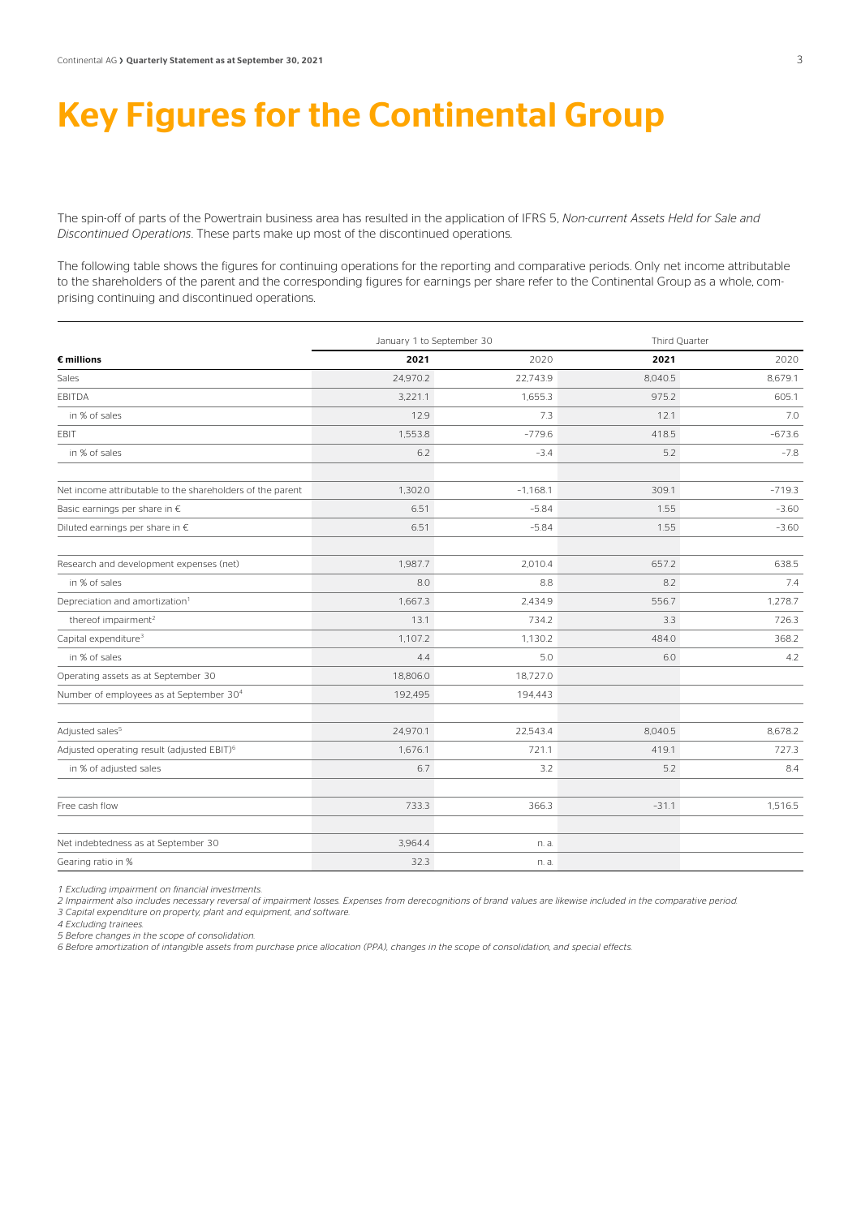# Key Figures for the Continental Group

The spin-off of parts of the Powertrain business area has resulted in the application of IFRS 5, *Non-current Assets Held for Sale and Discontinued Operations*. These parts make up most of the discontinued operations.

The following table shows the figures for continuing operations for the reporting and comparative periods. Only net income attributable to the shareholders of the parent and the corresponding figures for earnings per share refer to the Continental Group as a whole, comprising continuing and discontinued operations.

| | January 1 to September 30 | | Third Quarter | |
|---|---|---|---|---|
| **€ millions** | **2021** | 2020 | **2021** | 2020 |
| Sales | 24,970.2 | 22,743.9 | 8,040.5 | 8,679.1 |
| EBITDA | 3,221.1 | 1,655.3 | 975.2 | 605.1 |
| in % of sales | 12.9 | 7.3 | 12.1 | 7.0 |
| EBIT | 1,553.8 | –779.6 | 418.5 | –673.6 |
| in % of sales | 6.2 | –3.4 | 5.2 | –7.8 |
| | | | | |
| Net income attributable to the shareholders of the parent | 1,302.0 | –1,168.1 | 309.1 | –719.3 |
| Basic earnings per share in € | 6.51 | –5.84 | 1.55 | –3.60 |
| Diluted earnings per share in € | 6.51 | –5.84 | 1.55 | –3.60 |
| | | | | |
| Research and development expenses (net) | 1,987.7 | 2,010.4 | 657.2 | 638.5 |
| in % of sales | 8.0 | 8.8 | 8.2 | 7.4 |
| Depreciation and amortization[1] | 1,667.3 | 2,434.9 | 556.7 | 1,278.7 |
| thereof impairment[2] | 13.1 | 734.2 | 3.3 | 726.3 |
| Capital expenditure[3] | 1,107.2 | 1,130.2 | 484.0 | 368.2 |
| in % of sales | 4.4 | 5.0 | 6.0 | 4.2 |
| Operating assets as at September 30 | 18,806.0 | 18,727.0 | | |
| Number of employees as at September 30[4] | 192,495 | 194,443 | | |
| | | | | |
| Adjusted sales[5] | 24,970.1 | 22,543.4 | 8,040.5 | 8,678.2 |
| Adjusted operating result (adjusted EBIT)[6] | 1,676.1 | 721.1 | 419.1 | 727.3 |
| in % of adjusted sales | 6.7 | 3.2 | 5.2 | 8.4 |
| | | | | |
| Free cash flow | 733.3 | 366.3 | –31.1 | 1,516.5 |
| | | | | |
| Net indebtedness as at September 30 | 3,964.4 | n. a. | | |
| Gearing ratio in % | 32.3 | n. a. | | |

*1 Excluding impairment on financial investments.*
*2 Impairment also includes necessary reversal of impairment losses. Expenses from derecognitions of brand values are likewise included in the comparative period.*
*3 Capital expenditure on property, plant and equipment, and software.*
*4 Excluding trainees.*
*5 Before changes in the scope of consolidation.*
*6 Before amortization of intangible assets from purchase price allocation (PPA), changes in the scope of consolidation, and special effects.*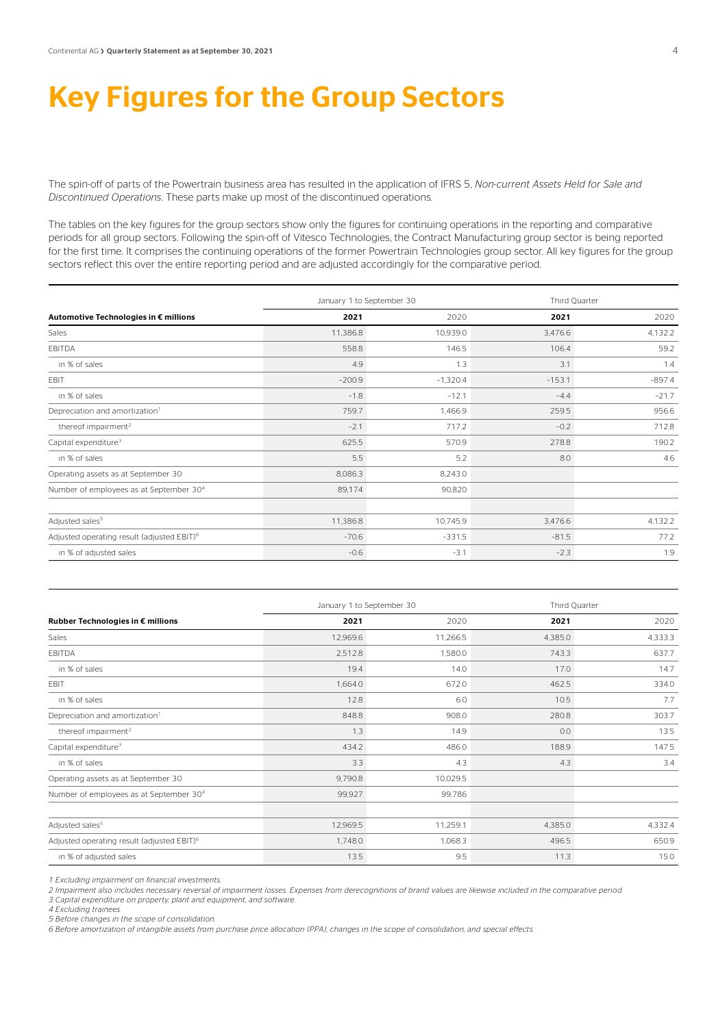# Key Figures for the Group Sectors

The spin-off of parts of the Powertrain business area has resulted in the application of IFRS 5, *Non-current Assets Held for Sale and Discontinued Operations*. These parts make up most of the discontinued operations.

The tables on the key figures for the group sectors show only the figures for continuing operations in the reporting and comparative periods for all group sectors. Following the spin-off of Vitesco Technologies, the Contract Manufacturing group sector is being reported for the first time. It comprises the continuing operations of the former Powertrain Technologies group sector. All key figures for the group sectors reflect this over the entire reporting period and are adjusted accordingly for the comparative period.

| | January 1 to September 30 | | Third Quarter | |
|---|---|---|---|---|
| **Automotive Technologies in € millions** | **2021** | 2020 | **2021** | 2020 |
| Sales | 11,386.8 | 10,939.0 | 3,476.6 | 4,132.2 |
| EBITDA | 558.8 | 146.5 | 106.4 | 59.2 |
| in % of sales | 4.9 | 1.3 | 3.1 | 1.4 |
| EBIT | -200.9 | -1,320.4 | -153.1 | -897.4 |
| in % of sales | -1.8 | -12.1 | -4.4 | -21.7 |
| Depreciation and amortization[1] | 759.7 | 1,466.9 | 259.5 | 956.6 |
| thereof impairment[2] | -2.1 | 717.2 | -0.2 | 712.8 |
| Capital expenditure[3] | 625.5 | 570.9 | 278.8 | 190.2 |
| in % of sales | 5.5 | 5.2 | 8.0 | 4.6 |
| Operating assets as at September 30 | 8,086.3 | 8,243.0 | | |
| Number of employees as at September 30[4] | 89,174 | 90,820 | | |
| | | | | |
| Adjusted sales[5] | 11,386.8 | 10,745.9 | 3,476.6 | 4,132.2 |
| Adjusted operating result (adjusted EBIT)[6] | -70.6 | -331.5 | -81.5 | 77.2 |
| in % of adjusted sales | -0.6 | -3.1 | -2.3 | 1.9 |

| | January 1 to September 30 | | Third Quarter | |
|---|---|---|---|---|
| **Rubber Technologies in € millions** | **2021** | 2020 | **2021** | 2020 |
| Sales | 12,969.6 | 11,266.5 | 4,385.0 | 4,333.3 |
| EBITDA | 2,512.8 | 1,580.0 | 743.3 | 637.7 |
| in % of sales | 19.4 | 14.0 | 17.0 | 14.7 |
| EBIT | 1,664.0 | 672.0 | 462.5 | 334.0 |
| in % of sales | 12.8 | 6.0 | 10.5 | 7.7 |
| Depreciation and amortization[1] | 848.8 | 908.0 | 280.8 | 303.7 |
| thereof impairment[2] | 1.3 | 14.9 | 0.0 | 13.5 |
| Capital expenditure[3] | 434.2 | 486.0 | 188.9 | 147.5 |
| in % of sales | 3.3 | 4.3 | 4.3 | 3.4 |
| Operating assets as at September 30 | 9,790.8 | 10,029.5 | | |
| Number of employees as at September 30[4] | 99,927 | 99,786 | | |
| | | | | |
| Adjusted sales[5] | 12,969.5 | 11,259.1 | 4,385.0 | 4,332.4 |
| Adjusted operating result (adjusted EBIT)[6] | 1,748.0 | 1,068.3 | 496.5 | 650.9 |
| in % of adjusted sales | 13.5 | 9.5 | 11.3 | 15.0 |

*1 Excluding impairment on financial investments.*
*2 Impairment also includes necessary reversal of impairment losses. Expenses from derecognitions of brand values are likewise included in the comparative period.*
*3 Capital expenditure on property, plant and equipment, and software.*
*4 Excluding trainees.*
*5 Before changes in the scope of consolidation.*
*6 Before amortization of intangible assets from purchase price allocation (PPA), changes in the scope of consolidation, and special effects.*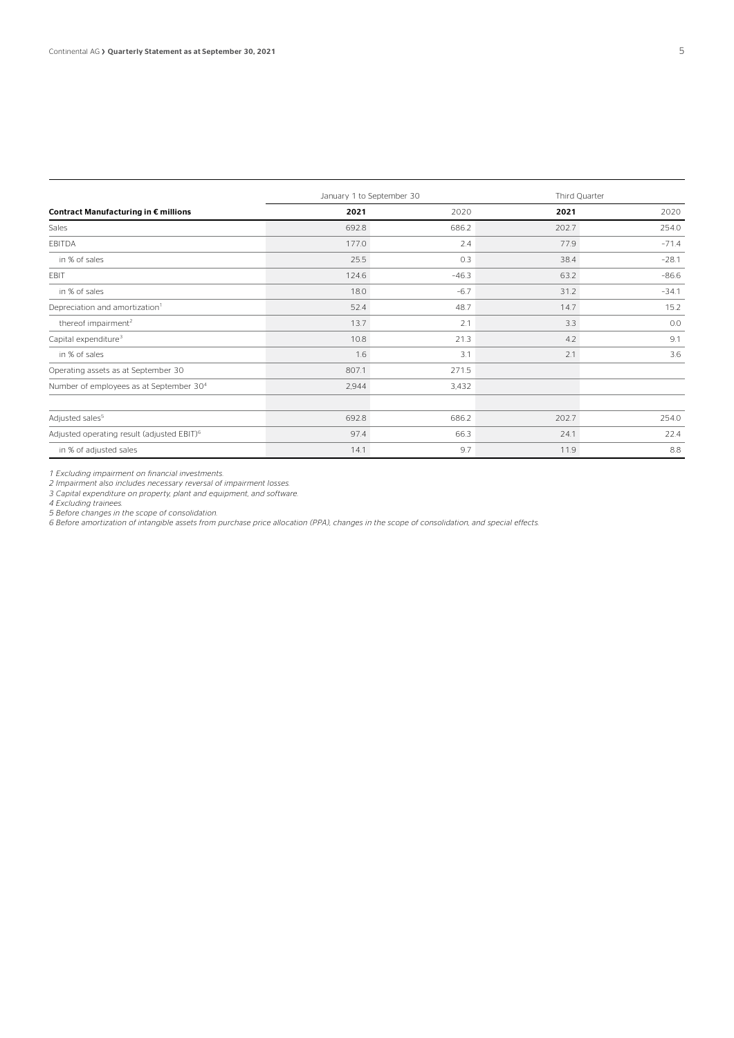| Contract Manufacturing in € millions | January 1 to September 30 | | Third Quarter | |
|---|---|---|---|---|
| | **2021** | 2020 | **2021** | 2020 |
| Sales | 692.8 | 686.2 | 202.7 | 254.0 |
| EBITDA | 177.0 | 2.4 | 77.9 | –71.4 |
| in % of sales | 25.5 | 0.3 | 38.4 | –28.1 |
| EBIT | 124.6 | –46.3 | 63.2 | –86.6 |
| in % of sales | 18.0 | –6.7 | 31.2 | –34.1 |
| Depreciation and amortization[1] | 52.4 | 48.7 | 14.7 | 15.2 |
| thereof impairment[2] | 13.7 | 2.1 | 3.3 | 0.0 |
| Capital expenditure[3] | 10.8 | 21.3 | 4.2 | 9.1 |
| in % of sales | 1.6 | 3.1 | 2.1 | 3.6 |
| Operating assets as at September 30 | 807.1 | 271.5 | | |
| Number of employees as at September 30[4] | 2,944 | 3,432 | | |
| | | | | |
| Adjusted sales[5] | 692.8 | 686.2 | 202.7 | 254.0 |
| Adjusted operating result (adjusted EBIT)[6] | 97.4 | 66.3 | 24.1 | 22.4 |
| in % of adjusted sales | 14.1 | 9.7 | 11.9 | 8.8 |

*1 Excluding impairment on financial investments.*
*2 Impairment also includes necessary reversal of impairment losses.*
*3 Capital expenditure on property, plant and equipment, and software.*
*4 Excluding trainees.*
*5 Before changes in the scope of consolidation.*
*6 Before amortization of intangible assets from purchase price allocation (PPA), changes in the scope of consolidation, and special effects.*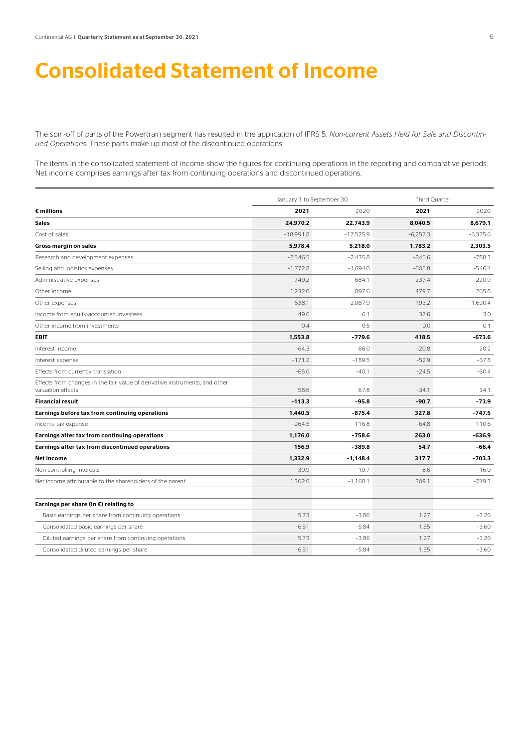# Consolidated Statement of Income

The spin-off of parts of the Powertrain segment has resulted in the application of IFRS 5, *Non-current Assets Held for Sale and Discontinued Operations*. These parts make up most of the discontinued operations.

The items in the consolidated statement of income show the figures for continuing operations in the reporting and comparative periods. Net income comprises earnings after tax from continuing operations and discontinued operations.

| | January 1 to September 30 | | Third Quarter | |
|---|---|---|---|---|
| **€ millions** | **2021** | 2020 | **2021** | 2020 |
| **Sales** | **24,970.2** | **22,743.9** | **8,040.5** | **8,679.1** |
| Cost of sales | -18,991.8 | -17,525.9 | -6,257.3 | -6,375.6 |
| **Gross margin on sales** | **5,978.4** | **5,218.0** | **1,783.2** | **2,303.5** |
| Research and development expenses | -2,546.5 | -2,435.8 | -845.6 | -788.3 |
| Selling and logistics expenses | -1,772.8 | -1,694.0 | -605.8 | -546.4 |
| Administrative expenses | -749.2 | -684.1 | -237.4 | -220.9 |
| Other income | 1,232.0 | 897.6 | 479.7 | 265.8 |
| Other expenses | -638.1 | -2,087.9 | -193.2 | -1,690.4 |
| Income from equity-accounted investees | 49.6 | 6.1 | 37.6 | 3.0 |
| Other income from investments | 0.4 | 0.5 | 0.0 | 0.1 |
| **EBIT** | **1,553.8** | **-779.6** | **418.5** | **-673.6** |
| Interest income | 64.3 | 66.0 | 20.8 | 20.2 |
| Interest expense | -171.2 | -189.5 | -52.9 | -67.8 |
| Effects from currency translation | -65.0 | -40.1 | -24.5 | -60.4 |
| Effects from changes in the fair value of derivative instruments, and other valuation effects | 58.6 | 67.8 | -34.1 | 34.1 |
| **Financial result** | **-113.3** | **-95.8** | **-90.7** | **-73.9** |
| **Earnings before tax from continuing operations** | **1,440.5** | **-875.4** | **327.8** | **-747.5** |
| Income tax expense | -264.5 | 116.8 | -64.8 | 110.6 |
| **Earnings after tax from continuing operations** | **1,176.0** | **-758.6** | **263.0** | **-636.9** |
| **Earnings after tax from discontinued operations** | **156.9** | **-389.8** | **54.7** | **-66.4** |
| **Net income** | **1,332.9** | **-1,148.4** | **317.7** | **-703.3** |
| Non-controlling interests | -30.9 | -19.7 | -8.6 | -16.0 |
| Net income attributable to the shareholders of the parent | 1,302.0 | -1,168.1 | 309.1 | -719.3 |
| | | | | |
| **Earnings per share (in €) relating to** | | | | |
| Basic earnings per share from continuing operations | 5.73 | -3.86 | 1.27 | -3.26 |
| Consolidated basic earnings per share | 6.51 | -5.84 | 1.55 | -3.60 |
| Diluted earnings per share from continuing operations | 5.73 | -3.86 | 1.27 | -3.26 |
| Consolidated diluted earnings per share | 6.51 | -5.84 | 1.55 | -3.60 |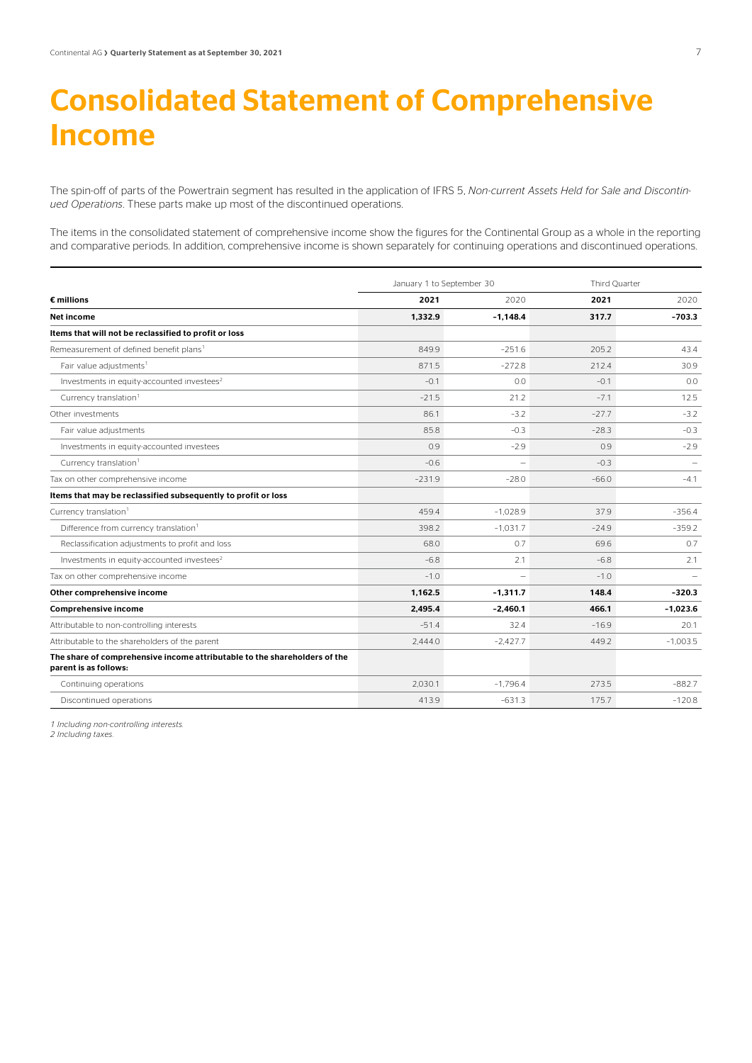# Consolidated Statement of Comprehensive Income

The spin-off of parts of the Powertrain segment has resulted in the application of IFRS 5, *Non-current Assets Held for Sale and Discontinued Operations*. These parts make up most of the discontinued operations.

The items in the consolidated statement of comprehensive income show the figures for the Continental Group as a whole in the reporting and comparative periods. In addition, comprehensive income is shown separately for continuing operations and discontinued operations.

| | January 1 to September 30 | | Third Quarter | |
|---|---|---|---|---|
| **€ millions** | **2021** | 2020 | **2021** | 2020 |
| **Net income** | **1,332.9** | **–1,148.4** | **317.7** | **–703.3** |
| **Items that will not be reclassified to profit or loss** | | | | |
| Remeasurement of defined benefit plans[1] | 849.9 | –251.6 | 205.2 | 43.4 |
| Fair value adjustments[1] | 871.5 | –272.8 | 212.4 | 30.9 |
| Investments in equity-accounted investees[2] | –0.1 | 0.0 | –0.1 | 0.0 |
| Currency translation[1] | –21.5 | 21.2 | –7.1 | 12.5 |
| Other investments | 86.1 | –3.2 | –27.7 | –3.2 |
| Fair value adjustments | 85.8 | –0.3 | –28.3 | –0.3 |
| Investments in equity-accounted investees | 0.9 | –2.9 | 0.9 | –2.9 |
| Currency translation[1] | –0.6 | – | –0.3 | – |
| Tax on other comprehensive income | –231.9 | –28.0 | –66.0 | –4.1 |
| **Items that may be reclassified subsequently to profit or loss** | | | | |
| Currency translation[1] | 459.4 | –1,028.9 | 37.9 | –356.4 |
| Difference from currency translation[1] | 398.2 | –1,031.7 | –24.9 | –359.2 |
| Reclassification adjustments to profit and loss | 68.0 | 0.7 | 69.6 | 0.7 |
| Investments in equity-accounted investees[2] | –6.8 | 2.1 | –6.8 | 2.1 |
| Tax on other comprehensive income | –1.0 | – | –1.0 | – |
| **Other comprehensive income** | **1,162.5** | **–1,311.7** | **148.4** | **–320.3** |
| **Comprehensive income** | **2,495.4** | **–2,460.1** | **466.1** | **–1,023.6** |
| Attributable to non-controlling interests | –51.4 | 32.4 | –16.9 | 20.1 |
| Attributable to the shareholders of the parent | 2,444.0 | –2,427.7 | 449.2 | –1,003.5 |
| **The share of comprehensive income attributable to the shareholders of the parent is as follows:** | | | | |
| Continuing operations | 2,030.1 | –1,796.4 | 273.5 | –882.7 |
| Discontinued operations | 413.9 | –631.3 | 175.7 | –120.8 |

*1 Including non-controlling interests.*
*2 Including taxes.*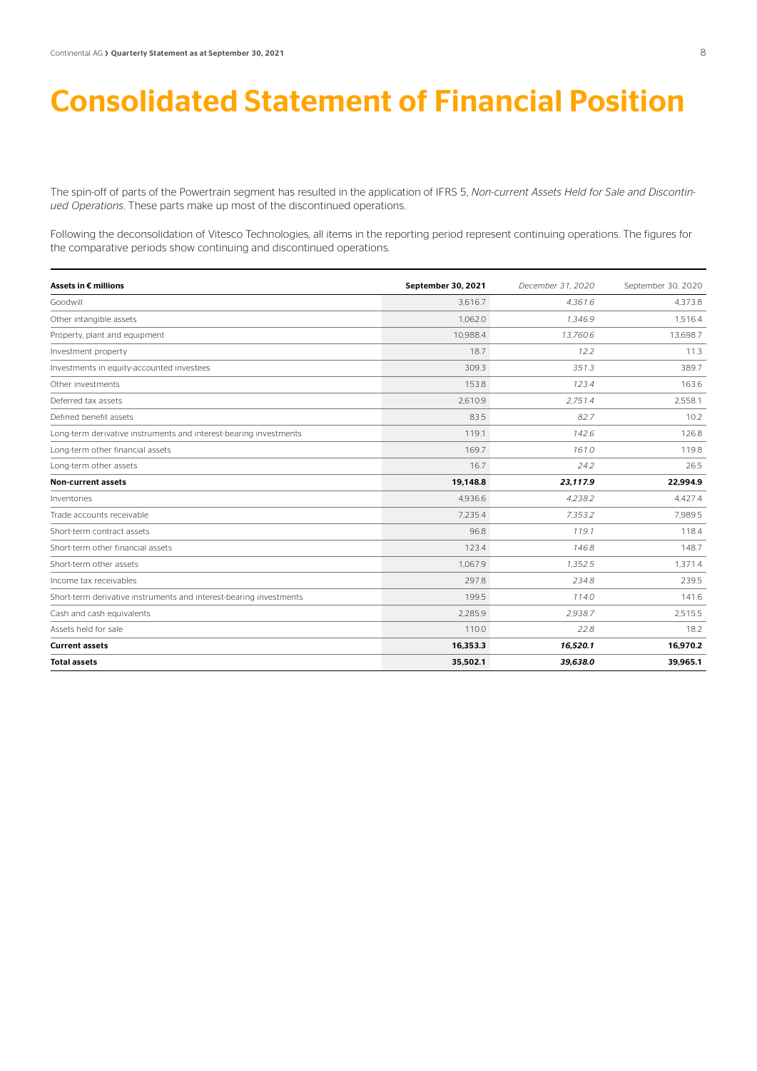# Consolidated Statement of Financial Position

The spin-off of parts of the Powertrain segment has resulted in the application of IFRS 5, *Non-current Assets Held for Sale and Discontinued Operations*. These parts make up most of the discontinued operations.

Following the deconsolidation of Vitesco Technologies, all items in the reporting period represent continuing operations. The figures for the comparative periods show continuing and discontinued operations.

| **Assets in € millions** | **September 30, 2021** | *December 31, 2020* | September 30, 2020 |
|---|---|---|---|
| Goodwill | 3,616.7 | *4,361.6* | 4,373.8 |
| Other intangible assets | 1,062.0 | *1,346.9* | 1,516.4 |
| Property, plant and equipment | 10,988.4 | *13,760.6* | 13,698.7 |
| Investment property | 18.7 | *12.2* | 11.3 |
| Investments in equity-accounted investees | 309.3 | *351.3* | 389.7 |
| Other investments | 153.8 | *123.4* | 163.6 |
| Deferred tax assets | 2,610.9 | *2,751.4* | 2,558.1 |
| Defined benefit assets | 83.5 | *82.7* | 10.2 |
| Long-term derivative instruments and interest-bearing investments | 119.1 | *142.6* | 126.8 |
| Long-term other financial assets | 169.7 | *161.0* | 119.8 |
| Long-term other assets | 16.7 | *24.2* | 26.5 |
| **Non-current assets** | **19,148.8** | ***23,117.9*** | **22,994.9** |
| Inventories | 4,936.6 | *4,238.2* | 4,427.4 |
| Trade accounts receivable | 7,235.4 | *7,353.2* | 7,989.5 |
| Short-term contract assets | 96.8 | *119.1* | 118.4 |
| Short-term other financial assets | 123.4 | *146.8* | 148.7 |
| Short-term other assets | 1,067.9 | *1,352.5* | 1,371.4 |
| Income tax receivables | 297.8 | *234.8* | 239.5 |
| Short-term derivative instruments and interest-bearing investments | 199.5 | *114.0* | 141.6 |
| Cash and cash equivalents | 2,285.9 | *2,938.7* | 2,515.5 |
| Assets held for sale | 110.0 | *22.8* | 18.2 |
| **Current assets** | **16,353.3** | ***16,520.1*** | **16,970.2** |
| **Total assets** | **35,502.1** | ***39,638.0*** | **39,965.1** |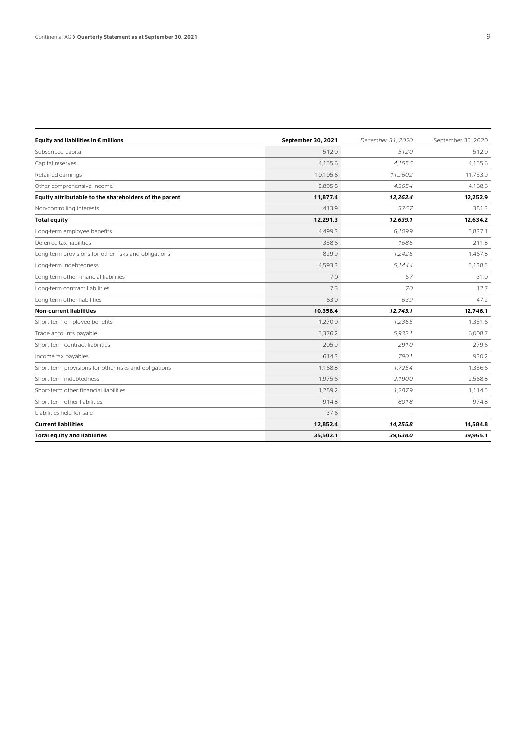| Equity and liabilities in € millions | September 30, 2021 | *December 31, 2020* | September 30, 2020 |
|---|---|---|---|
| Subscribed capital | 512.0 | *512.0* | 512.0 |
| Capital reserves | 4,155.6 | *4,155.6* | 4,155.6 |
| Retained earnings | 10,105.6 | *11,960.2* | 11,753.9 |
| Other comprehensive income | -2,895.8 | *-4,365.4* | -4,168.6 |
| **Equity attributable to the shareholders of the parent** | **11,877.4** | ***12,262.4*** | **12,252.9** |
| Non-controlling interests | 413.9 | *376.7* | 381.3 |
| **Total equity** | **12,291.3** | ***12,639.1*** | **12,634.2** |
| Long-term employee benefits | 4,499.3 | *6,109.9* | 5,837.1 |
| Deferred tax liabilities | 358.6 | *168.6* | 211.8 |
| Long-term provisions for other risks and obligations | 829.9 | *1,242.6* | 1,467.8 |
| Long-term indebtedness | 4,593.3 | *5,144.4* | 5,138.5 |
| Long-term other financial liabilities | 7.0 | *6.7* | 31.0 |
| Long-term contract liabilities | 7.3 | *7.0* | 12.7 |
| Long-term other liabilities | 63.0 | *63.9* | 47.2 |
| **Non-current liabilities** | **10,358.4** | ***12,743.1*** | **12,746.1** |
| Short-term employee benefits | 1,270.0 | *1,236.5* | 1,351.6 |
| Trade accounts payable | 5,376.2 | *5,933.1* | 6,008.7 |
| Short-term contract liabilities | 205.9 | *291.0* | 279.6 |
| Income tax payables | 614.3 | *790.1* | 930.2 |
| Short-term provisions for other risks and obligations | 1,168.8 | *1,725.4* | 1,356.6 |
| Short-term indebtedness | 1,975.6 | *2,190.0* | 2,568.8 |
| Short-term other financial liabilities | 1,289.2 | *1,287.9* | 1,114.5 |
| Short-term other liabilities | 914.8 | *801.8* | 974.8 |
| Liabilities held for sale | 37.6 | *—* | — |
| **Current liabilities** | **12,852.4** | ***14,255.8*** | **14,584.8** |
| **Total equity and liabilities** | **35,502.1** | ***39,638.0*** | **39,965.1** |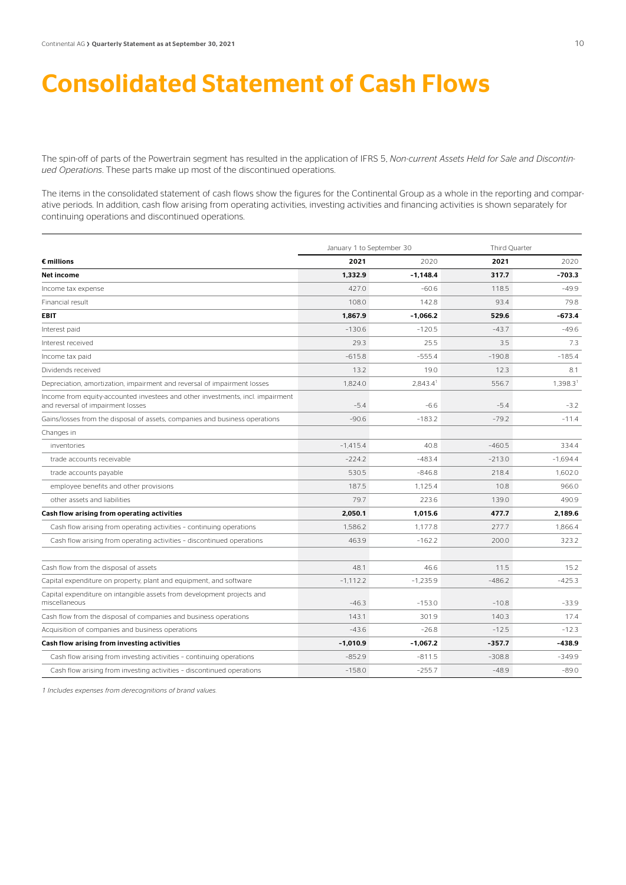# Consolidated Statement of Cash Flows

The spin-off of parts of the Powertrain segment has resulted in the application of IFRS 5, *Non-current Assets Held for Sale and Discontinued Operations*. These parts make up most of the discontinued operations.

The items in the consolidated statement of cash flows show the figures for the Continental Group as a whole in the reporting and comparative periods. In addition, cash flow arising from operating activities, investing activities and financing activities is shown separately for continuing operations and discontinued operations.

| | January 1 to September 30 | | Third Quarter | |
|---|---|---|---|---|
| **€ millions** | **2021** | 2020 | **2021** | 2020 |
| **Net income** | **1,332.9** | **–1,148.4** | **317.7** | **–703.3** |
| Income tax expense | 427.0 | –60.6 | 118.5 | –49.9 |
| Financial result | 108.0 | 142.8 | 93.4 | 79.8 |
| **EBIT** | **1,867.9** | **–1,066.2** | **529.6** | **–673.4** |
| Interest paid | –130.6 | –120.5 | –43.7 | –49.6 |
| Interest received | 29.3 | 25.5 | 3.5 | 7.3 |
| Income tax paid | –615.8 | –555.4 | –190.8 | –185.4 |
| Dividends received | 13.2 | 19.0 | 12.3 | 8.1 |
| Depreciation, amortization, impairment and reversal of impairment losses | 1,824.0 | 2,843.4[1] | 556.7 | 1,398.3[1] |
| Income from equity-accounted investees and other investments, incl. impairment and reversal of impairment losses | –5.4 | –6.6 | –5.4 | –3.2 |
| Gains/losses from the disposal of assets, companies and business operations | –90.6 | –183.2 | –79.2 | –11.4 |
| Changes in | | | | |
| inventories | –1,415.4 | 40.8 | –460.5 | 334.4 |
| trade accounts receivable | –224.2 | –483.4 | –213.0 | –1,694.4 |
| trade accounts payable | 530.5 | –846.8 | 218.4 | 1,602.0 |
| employee benefits and other provisions | 187.5 | 1,125.4 | 10.8 | 966.0 |
| other assets and liabilities | 79.7 | 223.6 | 139.0 | 490.9 |
| **Cash flow arising from operating activities** | **2,050.1** | **1,015.6** | **477.7** | **2,189.6** |
| Cash flow arising from operating activities – continuing operations | 1,586.2 | 1,177.8 | 277.7 | 1,866.4 |
| Cash flow arising from operating activities – discontinued operations | 463.9 | –162.2 | 200.0 | 323.2 |
| | | | | |
| Cash flow from the disposal of assets | 48.1 | 46.6 | 11.5 | 15.2 |
| Capital expenditure on property, plant and equipment, and software | –1,112.2 | –1,235.9 | –486.2 | –425.3 |
| Capital expenditure on intangible assets from development projects and miscellaneous | –46.3 | –153.0 | –10.8 | –33.9 |
| Cash flow from the disposal of companies and business operations | 143.1 | 301.9 | 140.3 | 17.4 |
| Acquisition of companies and business operations | –43.6 | –26.8 | –12.5 | –12.3 |
| **Cash flow arising from investing activities** | **–1,010.9** | **–1,067.2** | **–357.7** | **–438.9** |
| Cash flow arising from investing activities – continuing operations | –852.9 | –811.5 | –308.8 | –349.9 |
| Cash flow arising from investing activities – discontinued operations | –158.0 | –255.7 | –48.9 | –89.0 |

*1 Includes expenses from derecognitions of brand values.*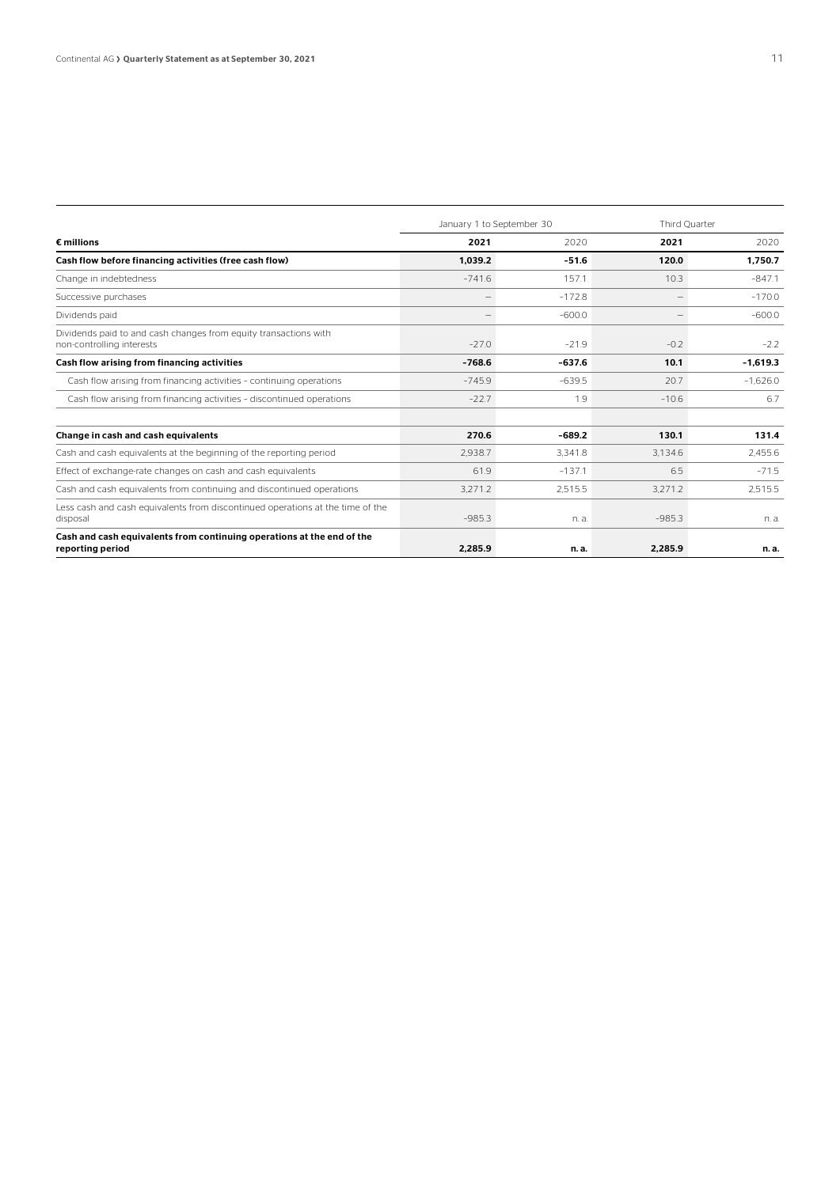| € millions | January 1 to September 30 | | Third Quarter | |
|---|---|---|---|---|
| | **2021** | 2020 | **2021** | 2020 |
| **Cash flow before financing activities (free cash flow)** | **1,039.2** | **-51.6** | **120.0** | **1,750.7** |
| Change in indebtedness | -741.6 | 157.1 | 10.3 | -847.1 |
| Successive purchases | — | -172.8 | — | -170.0 |
| Dividends paid | — | -600.0 | — | -600.0 |
| Dividends paid to and cash changes from equity transactions with non-controlling interests | -27.0 | -21.9 | -0.2 | -2.2 |
| **Cash flow arising from financing activities** | **-768.6** | **-637.6** | **10.1** | **-1,619.3** |
| Cash flow arising from financing activities – continuing operations | -745.9 | -639.5 | 20.7 | -1,626.0 |
| Cash flow arising from financing activities – discontinued operations | -22.7 | 1.9 | -10.6 | 6.7 |
| | | | | |
| **Change in cash and cash equivalents** | **270.6** | **-689.2** | **130.1** | **131.4** |
| Cash and cash equivalents at the beginning of the reporting period | 2,938.7 | 3,341.8 | 3,134.6 | 2,455.6 |
| Effect of exchange-rate changes on cash and cash equivalents | 61.9 | -137.1 | 6.5 | -71.5 |
| Cash and cash equivalents from continuing and discontinued operations | 3,271.2 | 2,515.5 | 3,271.2 | 2,515.5 |
| Less cash and cash equivalents from discontinued operations at the time of the disposal | -985.3 | n. a. | -985.3 | n. a. |
| **Cash and cash equivalents from continuing operations at the end of the reporting period** | **2,285.9** | **n. a.** | **2,285.9** | **n. a.** |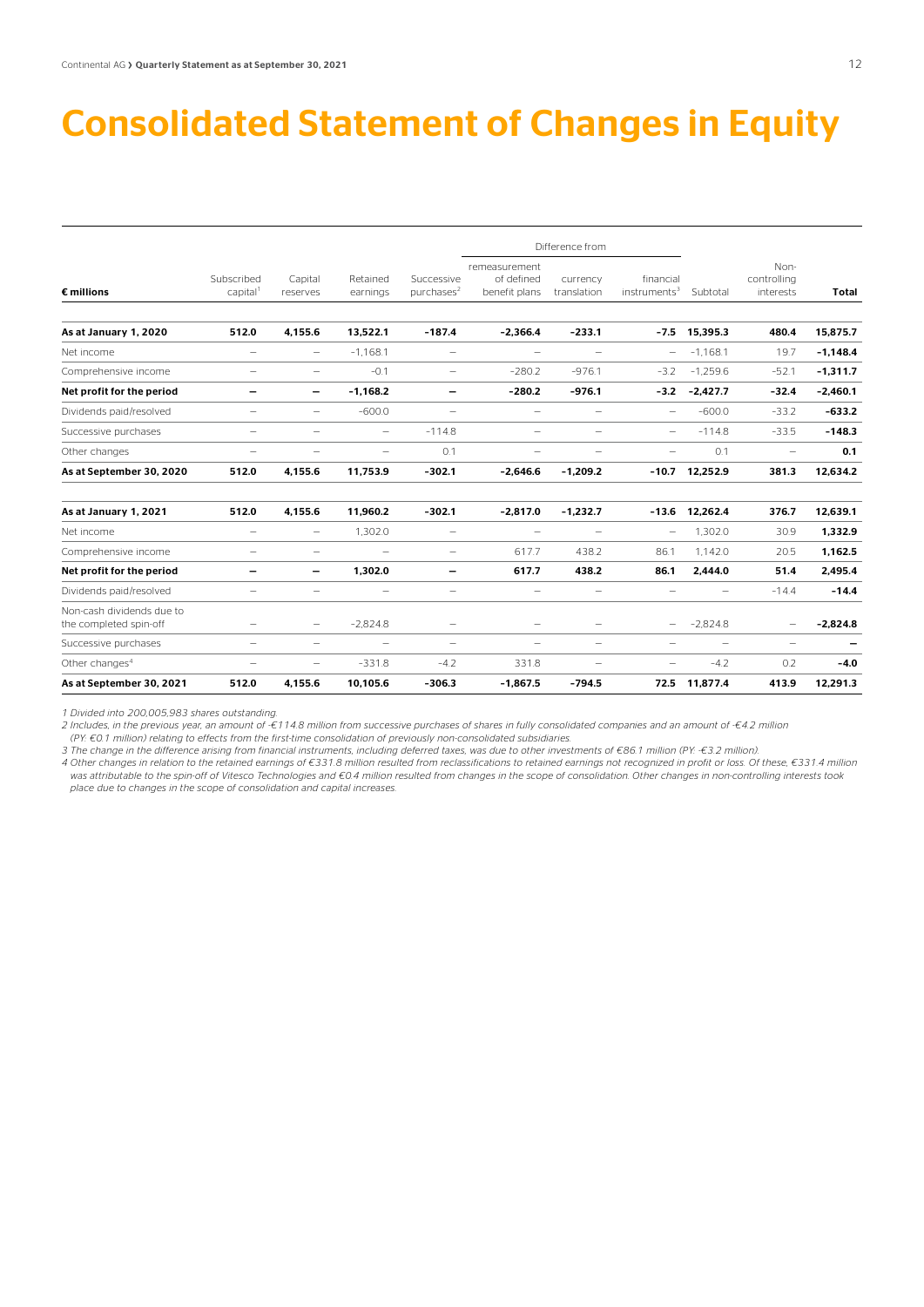# Consolidated Statement of Changes in Equity

| € millions | Subscribed capital[1] | Capital reserves | Retained earnings | Successive purchases[2] | Difference from remeasurement of defined benefit plans | Difference from currency translation | Difference from financial instruments[3] | Subtotal | Non-controlling interests | Total |
|---|---|---|---|---|---|---|---|---|---|---|
| **As at January 1, 2020** | **512.0** | **4,155.6** | **13,522.1** | **-187.4** | **-2,366.4** | **-233.1** | **-7.5** | **15,395.3** | **480.4** | **15,875.7** |
| Net income | – | – | -1,168.1 | – | – | – | – | -1,168.1 | 19.7 | **-1,148.4** |
| Comprehensive income | – | – | -0.1 | – | -280.2 | -976.1 | -3.2 | -1,259.6 | -52.1 | **-1,311.7** |
| **Net profit for the period** | **–** | **–** | **-1,168.2** | **–** | **-280.2** | **-976.1** | **-3.2** | **-2,427.7** | **-32.4** | **-2,460.1** |
| Dividends paid/resolved | – | – | -600.0 | – | – | – | – | -600.0 | -33.2 | **-633.2** |
| Successive purchases | – | – | – | -114.8 | – | – | – | -114.8 | -33.5 | **-148.3** |
| Other changes | – | – | – | 0.1 | – | – | – | 0.1 | – | **0.1** |
| **As at September 30, 2020** | **512.0** | **4,155.6** | **11,753.9** | **-302.1** | **-2,646.6** | **-1,209.2** | **-10.7** | **12,252.9** | **381.3** | **12,634.2** |
| | | | | | | | | | | |
| **As at January 1, 2021** | **512.0** | **4,155.6** | **11,960.2** | **-302.1** | **-2,817.0** | **-1,232.7** | **-13.6** | **12,262.4** | **376.7** | **12,639.1** |
| Net income | – | – | 1,302.0 | – | – | – | – | 1,302.0 | 30.9 | **1,332.9** |
| Comprehensive income | – | – | – | – | 617.7 | 438.2 | 86.1 | 1,142.0 | 20.5 | **1,162.5** |
| **Net profit for the period** | **–** | **–** | **1,302.0** | **–** | **617.7** | **438.2** | **86.1** | **2,444.0** | **51.4** | **2,495.4** |
| Dividends paid/resolved | – | – | – | – | – | – | – | – | -14.4 | **-14.4** |
| Non-cash dividends due to the completed spin-off | – | – | -2,824.8 | – | – | – | – | -2,824.8 | – | **-2,824.8** |
| Successive purchases | – | – | – | – | – | – | – | – | – | **–** |
| Other changes[4] | – | – | -331.8 | -4.2 | 331.8 | – | – | -4.2 | 0.2 | **-4.0** |
| **As at September 30, 2021** | **512.0** | **4,155.6** | **10,105.6** | **-306.3** | **-1,867.5** | **-794.5** | **72.5** | **11,877.4** | **413.9** | **12,291.3** |

*1 Divided into 200,005,983 shares outstanding.*

*2 Includes, in the previous year, an amount of -€114.8 million from successive purchases of shares in fully consolidated companies and an amount of -€4.2 million (PY: €0.1 million) relating to effects from the first-time consolidation of previously non-consolidated subsidiaries.*

*3 The change in the difference arising from financial instruments, including deferred taxes, was due to other investments of €86.1 million (PY: -€3.2 million).*

*4 Other changes in relation to the retained earnings of €331.8 million resulted from reclassifications to retained earnings not recognized in profit or loss. Of these, €331.4 million was attributable to the spin-off of Vitesco Technologies and €0.4 million resulted from changes in the scope of consolidation. Other changes in non-controlling interests took place due to changes in the scope of consolidation and capital increases.*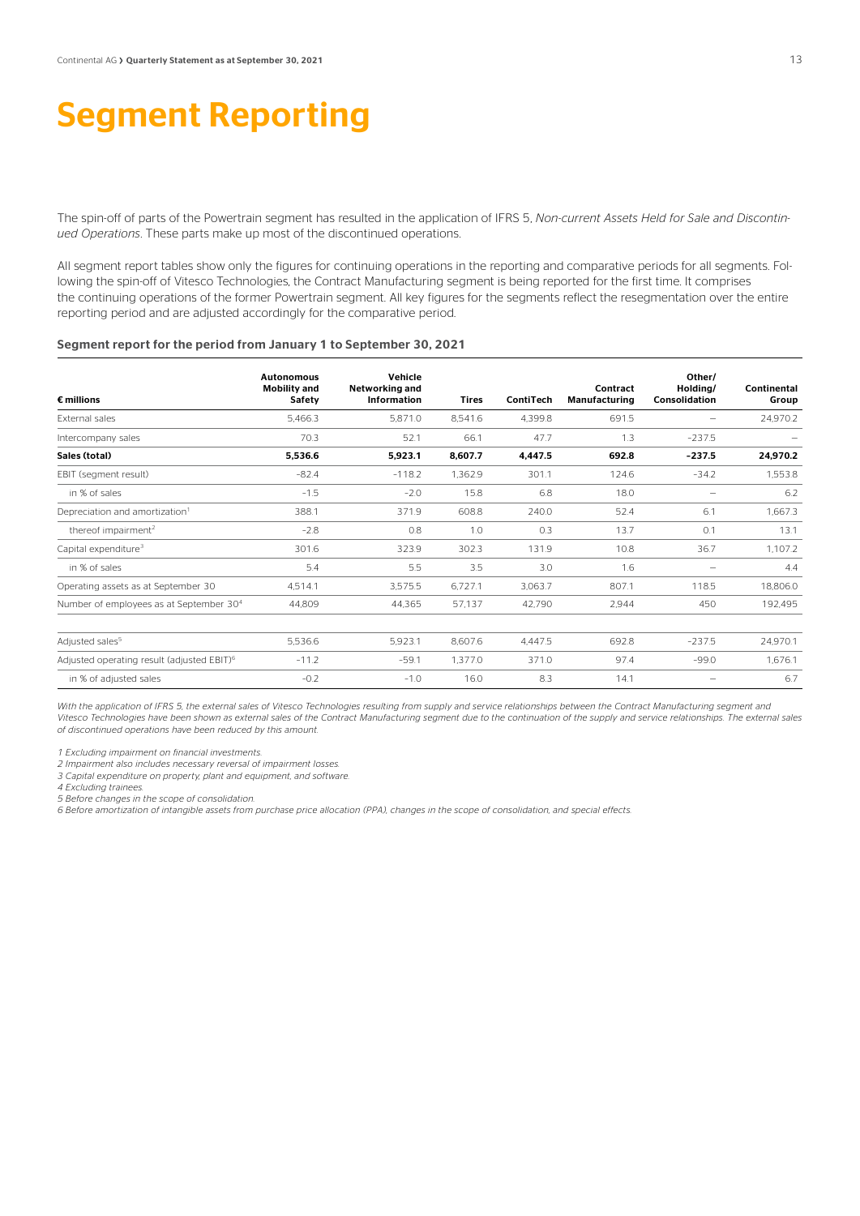# Segment Reporting

The spin-off of parts of the Powertrain segment has resulted in the application of IFRS 5, *Non-current Assets Held for Sale and Discontinued Operations*. These parts make up most of the discontinued operations.

All segment report tables show only the figures for continuing operations in the reporting and comparative periods for all segments. Following the spin-off of Vitesco Technologies, the Contract Manufacturing segment is being reported for the first time. It comprises the continuing operations of the former Powertrain segment. All key figures for the segments reflect the resegmentation over the entire reporting period and are adjusted accordingly for the comparative period.

### Segment report for the period from January 1 to September 30, 2021

| € millions | Autonomous Mobility and Safety | Vehicle Networking and Information | Tires | ContiTech | Contract Manufacturing | Other/ Holding/ Consolidation | Continental Group |
|---|---|---|---|---|---|---|---|
| External sales | 5,466.3 | 5,871.0 | 8,541.6 | 4,399.8 | 691.5 | – | 24,970.2 |
| Intercompany sales | 70.3 | 52.1 | 66.1 | 47.7 | 1.3 | -237.5 | – |
| **Sales (total)** | **5,536.6** | **5,923.1** | **8,607.7** | **4,447.5** | **692.8** | **-237.5** | **24,970.2** |
| EBIT (segment result) | -82.4 | -118.2 | 1,362.9 | 301.1 | 124.6 | -34.2 | 1,553.8 |
| in % of sales | -1.5 | -2.0 | 15.8 | 6.8 | 18.0 | – | 6.2 |
| Depreciation and amortization[1] | 388.1 | 371.9 | 608.8 | 240.0 | 52.4 | 6.1 | 1,667.3 |
| thereof impairment[2] | -2.8 | 0.8 | 1.0 | 0.3 | 13.7 | 0.1 | 13.1 |
| Capital expenditure[3] | 301.6 | 323.9 | 302.3 | 131.9 | 10.8 | 36.7 | 1,107.2 |
| in % of sales | 5.4 | 5.5 | 3.5 | 3.0 | 1.6 | – | 4.4 |
| Operating assets as at September 30 | 4,514.1 | 3,575.5 | 6,727.1 | 3,063.7 | 807.1 | 118.5 | 18,806.0 |
| Number of employees as at September 30[4] | 44,809 | 44,365 | 57,137 | 42,790 | 2,944 | 450 | 192,495 |
| | | | | | | | |
| Adjusted sales[5] | 5,536.6 | 5,923.1 | 8,607.6 | 4,447.5 | 692.8 | -237.5 | 24,970.1 |
| Adjusted operating result (adjusted EBIT)[6] | -11.2 | -59.1 | 1,377.0 | 371.0 | 97.4 | -99.0 | 1,676.1 |
| in % of adjusted sales | -0.2 | -1.0 | 16.0 | 8.3 | 14.1 | – | 6.7 |

*With the application of IFRS 5, the external sales of Vitesco Technologies resulting from supply and service relationships between the Contract Manufacturing segment and Vitesco Technologies have been shown as external sales of the Contract Manufacturing segment due to the continuation of the supply and service relationships. The external sales of discontinued operations have been reduced by this amount.*

*1 Excluding impairment on financial investments.*
*2 Impairment also includes necessary reversal of impairment losses.*
*3 Capital expenditure on property, plant and equipment, and software.*
*4 Excluding trainees.*
*5 Before changes in the scope of consolidation.*
*6 Before amortization of intangible assets from purchase price allocation (PPA), changes in the scope of consolidation, and special effects.*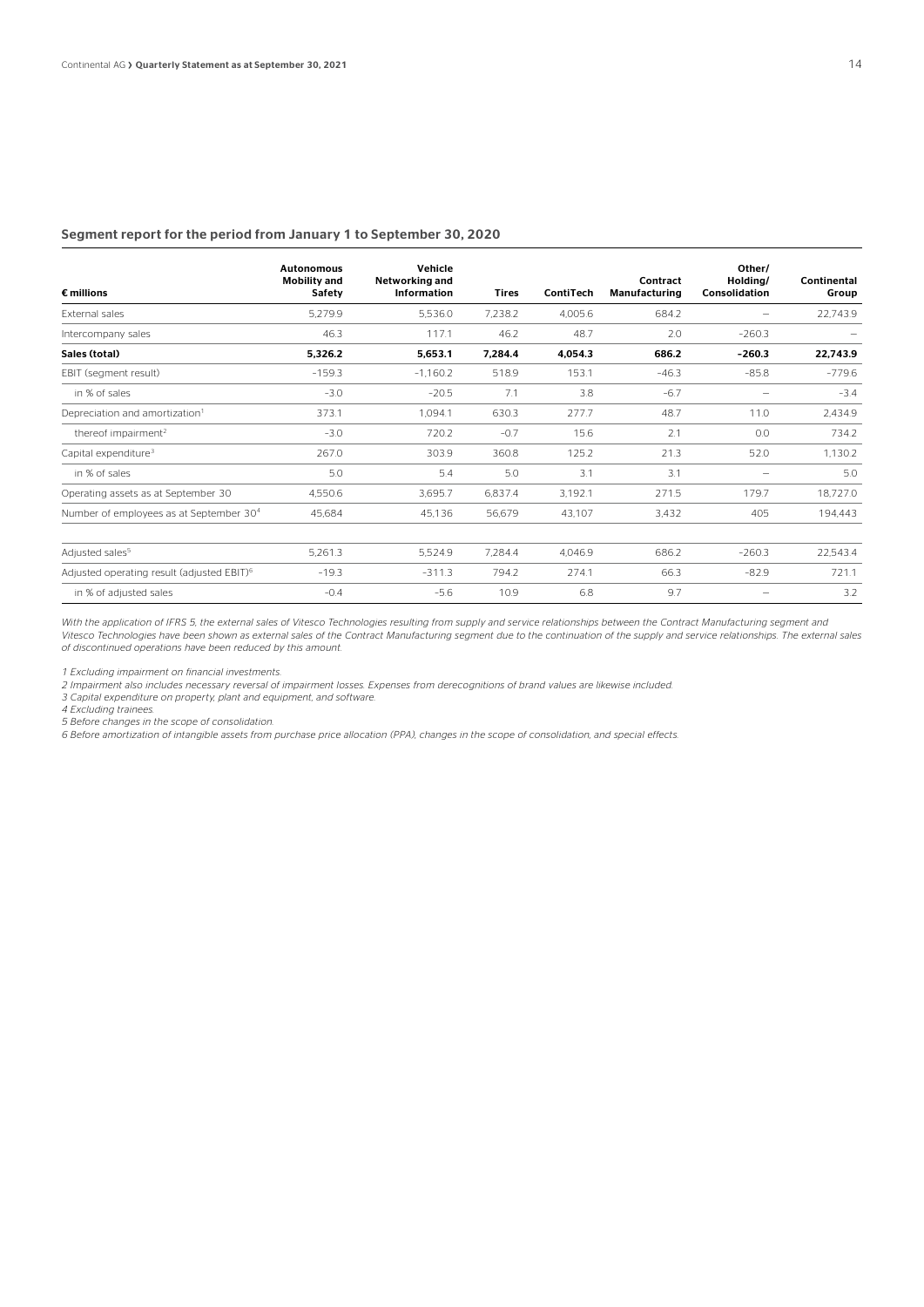### Segment report for the period from January 1 to September 30, 2020

| € millions | Autonomous Mobility and Safety | Vehicle Networking and Information | Tires | ContiTech | Contract Manufacturing | Other/ Holding/ Consolidation | Continental Group |
|---|---|---|---|---|---|---|---|
| External sales | 5,279.9 | 5,536.0 | 7,238.2 | 4,005.6 | 684.2 | – | 22,743.9 |
| Intercompany sales | 46.3 | 117.1 | 46.2 | 48.7 | 2.0 | -260.3 | – |
| **Sales (total)** | **5,326.2** | **5,653.1** | **7,284.4** | **4,054.3** | **686.2** | **-260.3** | **22,743.9** |
| EBIT (segment result) | -159.3 | -1,160.2 | 518.9 | 153.1 | -46.3 | -85.8 | -779.6 |
| in % of sales | -3.0 | -20.5 | 7.1 | 3.8 | -6.7 | – | -3.4 |
| Depreciation and amortization[1] | 373.1 | 1,094.1 | 630.3 | 277.7 | 48.7 | 11.0 | 2,434.9 |
| thereof impairment[2] | -3.0 | 720.2 | -0.7 | 15.6 | 2.1 | 0.0 | 734.2 |
| Capital expenditure[3] | 267.0 | 303.9 | 360.8 | 125.2 | 21.3 | 52.0 | 1,130.2 |
| in % of sales | 5.0 | 5.4 | 5.0 | 3.1 | 3.1 | – | 5.0 |
| Operating assets as at September 30 | 4,550.6 | 3,695.7 | 6,837.4 | 3,192.1 | 271.5 | 179.7 | 18,727.0 |
| Number of employees as at September 30[4] | 45,684 | 45,136 | 56,679 | 43,107 | 3,432 | 405 | 194,443 |
| Adjusted sales[5] | 5,261.3 | 5,524.9 | 7,284.4 | 4,046.9 | 686.2 | -260.3 | 22,543.4 |
| Adjusted operating result (adjusted EBIT)[6] | -19.3 | -311.3 | 794.2 | 274.1 | 66.3 | -82.9 | 721.1 |
| in % of adjusted sales | -0.4 | -5.6 | 10.9 | 6.8 | 9.7 | – | 3.2 |

*With the application of IFRS 5, the external sales of Vitesco Technologies resulting from supply and service relationships between the Contract Manufacturing segment and Vitesco Technologies have been shown as external sales of the Contract Manufacturing segment due to the continuation of the supply and service relationships. The external sales of discontinued operations have been reduced by this amount.*

*1 Excluding impairment on financial investments.*
*2 Impairment also includes necessary reversal of impairment losses. Expenses from derecognitions of brand values are likewise included.*
*3 Capital expenditure on property, plant and equipment, and software.*
*4 Excluding trainees.*
*5 Before changes in the scope of consolidation.*
*6 Before amortization of intangible assets from purchase price allocation (PPA), changes in the scope of consolidation, and special effects.*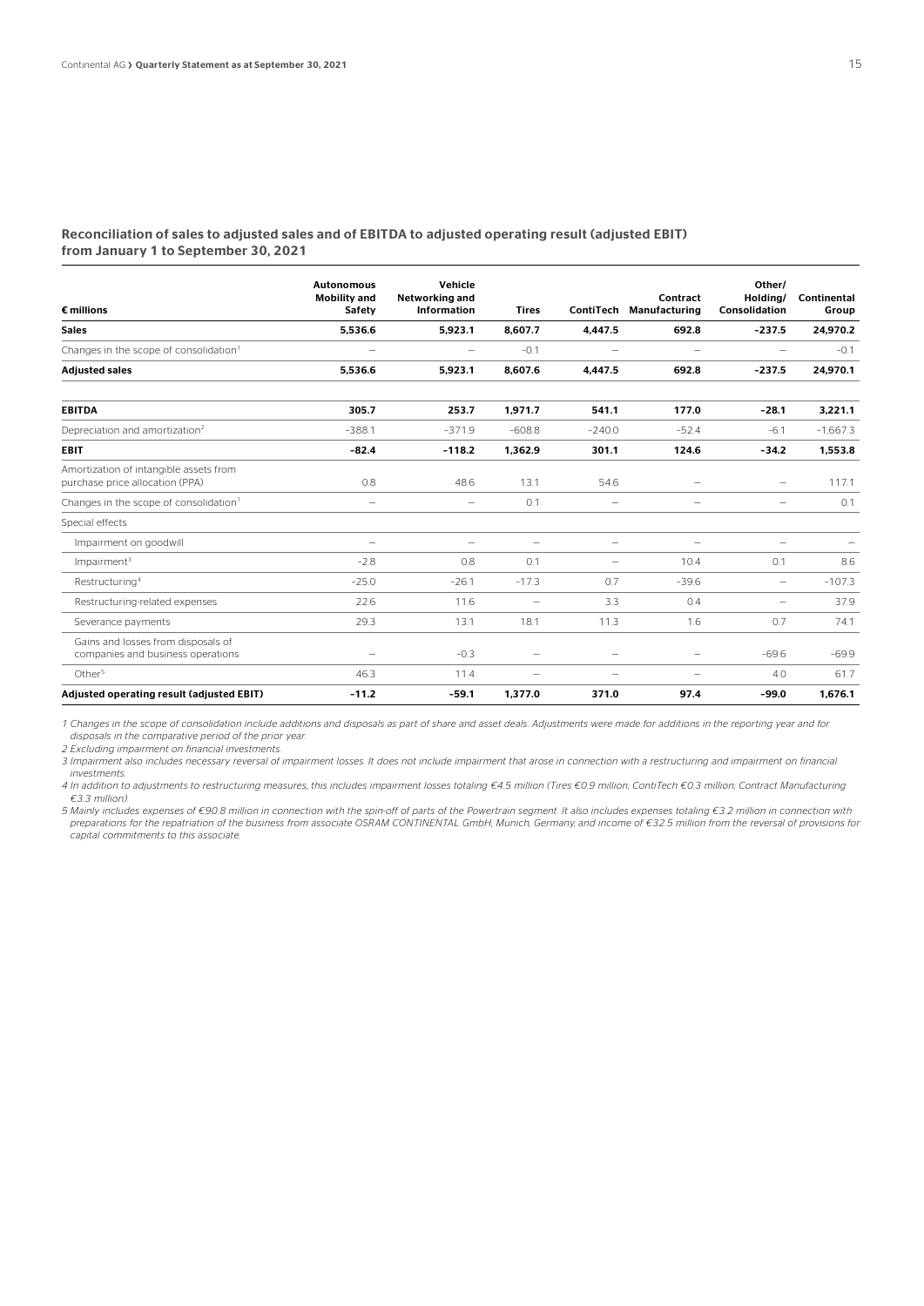## Reconciliation of sales to adjusted sales and of EBITDA to adjusted operating result (adjusted EBIT) from January 1 to September 30, 2021

| € millions | Autonomous Mobility and Safety | Vehicle Networking and Information | Tires | ContiTech | Contract Manufacturing | Other/ Holding/ Consolidation | Continental Group |
|---|---|---|---|---|---|---|---|
| **Sales** | **5,536.6** | **5,923.1** | **8,607.7** | **4,447.5** | **692.8** | **−237.5** | **24,970.2** |
| Changes in the scope of consolidation[1] | – | – | −0.1 | – | – | – | −0.1 |
| **Adjusted sales** | **5,536.6** | **5,923.1** | **8,607.6** | **4,447.5** | **692.8** | **−237.5** | **24,970.1** |
| | | | | | | | |
| **EBITDA** | **305.7** | **253.7** | **1,971.7** | **541.1** | **177.0** | **−28.1** | **3,221.1** |
| Depreciation and amortization[2] | −388.1 | −371.9 | −608.8 | −240.0 | −52.4 | −6.1 | −1,667.3 |
| **EBIT** | **−82.4** | **−118.2** | **1,362.9** | **301.1** | **124.6** | **−34.2** | **1,553.8** |
| Amortization of intangible assets from purchase price allocation (PPA) | 0.8 | 48.6 | 13.1 | 54.6 | – | – | 117.1 |
| Changes in the scope of consolidation[1] | – | – | 0.1 | – | – | – | 0.1 |
| Special effects | | | | | | | |
| Impairment on goodwill | – | – | – | – | – | – | – |
| Impairment[3] | −2.8 | 0.8 | 0.1 | – | 10.4 | 0.1 | 8.6 |
| Restructuring[4] | −25.0 | −26.1 | −17.3 | 0.7 | −39.6 | – | −107.3 |
| Restructuring-related expenses | 22.6 | 11.6 | – | 3.3 | 0.4 | – | 37.9 |
| Severance payments | 29.3 | 13.1 | 18.1 | 11.3 | 1.6 | 0.7 | 74.1 |
| Gains and losses from disposals of companies and business operations | – | −0.3 | – | – | – | −69.6 | −69.9 |
| Other[5] | 46.3 | 11.4 | – | – | – | 4.0 | 61.7 |
| **Adjusted operating result (adjusted EBIT)** | **−11.2** | **−59.1** | **1,377.0** | **371.0** | **97.4** | **−99.0** | **1,676.1** |

*1 Changes in the scope of consolidation include additions and disposals as part of share and asset deals. Adjustments were made for additions in the reporting year and for disposals in the comparative period of the prior year.*

*2 Excluding impairment on financial investments.*

*3 Impairment also includes necessary reversal of impairment losses. It does not include impairment that arose in connection with a restructuring and impairment on financial investments.*

*4 In addition to adjustments to restructuring measures, this includes impairment losses totaling €4.5 million (Tires €0.9 million; ContiTech €0.3 million; Contract Manufacturing €3.3 million).*

*5 Mainly includes expenses of €90.8 million in connection with the spin-off of parts of the Powertrain segment. It also includes expenses totaling €3.2 million in connection with preparations for the repatriation of the business from associate OSRAM CONTINENTAL GmbH, Munich, Germany, and income of €32.5 million from the reversal of provisions for capital commitments to this associate.*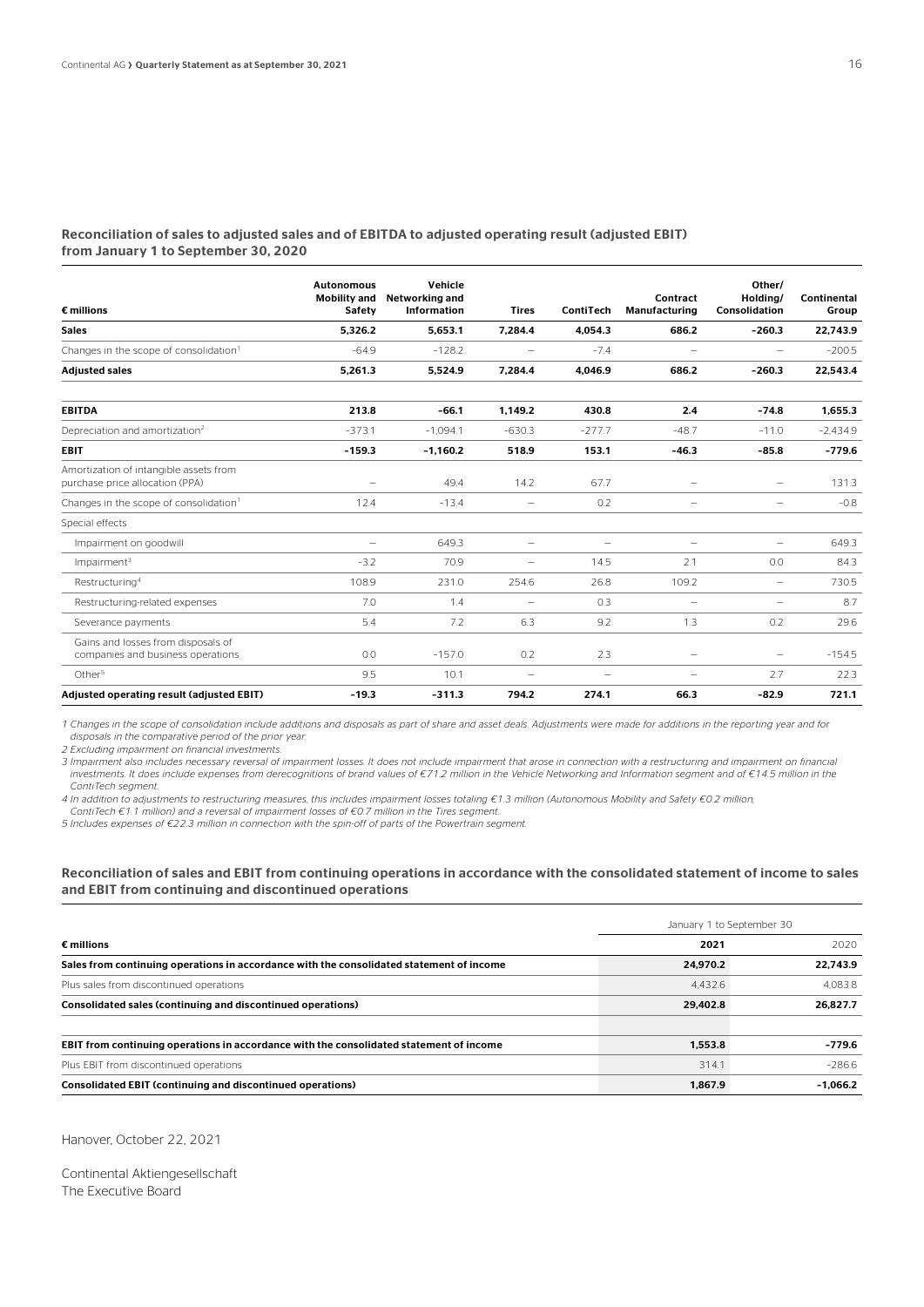### Reconciliation of sales to adjusted sales and of EBITDA to adjusted operating result (adjusted EBIT) from January 1 to September 30, 2020

| € millions | Autonomous Mobility and Safety | Vehicle Networking and Information | Tires | ContiTech | Contract Manufacturing | Other/ Holding/ Consolidation | Continental Group |
|---|---|---|---|---|---|---|---|
| **Sales** | **5,326.2** | **5,653.1** | **7,284.4** | **4,054.3** | **686.2** | **–260.3** | **22,743.9** |
| Changes in the scope of consolidation[1] | –64.9 | –128.2 | – | –7.4 | – | – | –200.5 |
| **Adjusted sales** | **5,261.3** | **5,524.9** | **7,284.4** | **4,046.9** | **686.2** | **–260.3** | **22,543.4** |
| | | | | | | | |
| **EBITDA** | **213.8** | **–66.1** | **1,149.2** | **430.8** | **2.4** | **–74.8** | **1,655.3** |
| Depreciation and amortization[2] | –373.1 | –1,094.1 | –630.3 | –277.7 | –48.7 | –11.0 | –2,434.9 |
| **EBIT** | **–159.3** | **–1,160.2** | **518.9** | **153.1** | **–46.3** | **–85.8** | **–779.6** |
| Amortization of intangible assets from purchase price allocation (PPA) | – | 49.4 | 14.2 | 67.7 | – | – | 131.3 |
| Changes in the scope of consolidation[1] | 12.4 | –13.4 | – | 0.2 | – | – | –0.8 |
| Special effects | | | | | | | |
| Impairment on goodwill | – | 649.3 | – | – | – | – | 649.3 |
| Impairment[3] | –3.2 | 70.9 | – | 14.5 | 2.1 | 0.0 | 84.3 |
| Restructuring[4] | 108.9 | 231.0 | 254.6 | 26.8 | 109.2 | – | 730.5 |
| Restructuring-related expenses | 7.0 | 1.4 | – | 0.3 | – | – | 8.7 |
| Severance payments | 5.4 | 7.2 | 6.3 | 9.2 | 1.3 | 0.2 | 29.6 |
| Gains and losses from disposals of companies and business operations | 0.0 | –157.0 | 0.2 | 2.3 | – | – | –154.5 |
| Other[5] | 9.5 | 10.1 | – | – | – | 2.7 | 22.3 |
| **Adjusted operating result (adjusted EBIT)** | **–19.3** | **–311.3** | **794.2** | **274.1** | **66.3** | **–82.9** | **721.1** |

*1 Changes in the scope of consolidation include additions and disposals as part of share and asset deals. Adjustments were made for additions in the reporting year and for disposals in the comparative period of the prior year.*

*2 Excluding impairment on financial investments.*

*3 Impairment also includes necessary reversal of impairment losses. It does not include impairment that arose in connection with a restructuring and impairment on financial investments. It does include expenses from derecognitions of brand values of €71.2 million in the Vehicle Networking and Information segment and of €14.5 million in the ContiTech segment.*

*4 In addition to adjustments to restructuring measures, this includes impairment losses totaling €1.3 million (Autonomous Mobility and Safety €0.2 million, ContiTech €1.1 million) and a reversal of impairment losses of €0.7 million in the Tires segment.*

*5 Includes expenses of €22.3 million in connection with the spin-off of parts of the Powertrain segment.*

### Reconciliation of sales and EBIT from continuing operations in accordance with the consolidated statement of income to sales and EBIT from continuing and discontinued operations

| | January 1 to September 30 | |
|---|---|---|
| **€ millions** | **2021** | 2020 |
| **Sales from continuing operations in accordance with the consolidated statement of income** | **24,970.2** | **22,743.9** |
| Plus sales from discontinued operations | 4,432.6 | 4,083.8 |
| **Consolidated sales (continuing and discontinued operations)** | **29,402.8** | **26,827.7** |
| | | |
| **EBIT from continuing operations in accordance with the consolidated statement of income** | **1,553.8** | **–779.6** |
| Plus EBIT from discontinued operations | 314.1 | –286.6 |
| **Consolidated EBIT (continuing and discontinued operations)** | **1,867.9** | **–1,066.2** |

Hanover, October 22, 2021

Continental Aktiengesellschaft
The Executive Board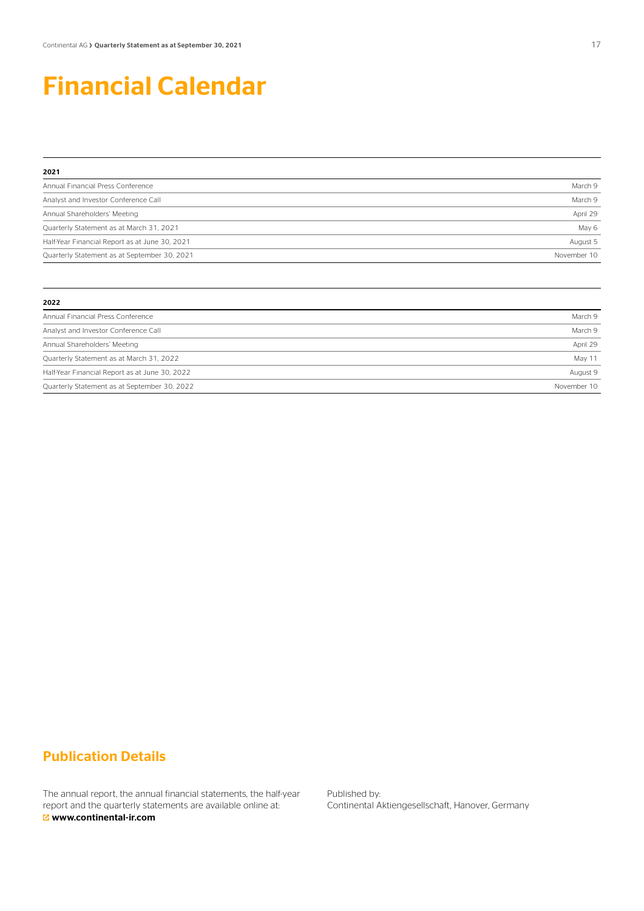# Financial Calendar

| 2021 | |
|---|---|
| Annual Financial Press Conference | March 9 |
| Analyst and Investor Conference Call | March 9 |
| Annual Shareholders' Meeting | April 29 |
| Quarterly Statement as at March 31, 2021 | May 6 |
| Half-Year Financial Report as at June 30, 2021 | August 5 |
| Quarterly Statement as at September 30, 2021 | November 10 |

| 2022 | |
|---|---|
| Annual Financial Press Conference | March 9 |
| Analyst and Investor Conference Call | March 9 |
| Annual Shareholders' Meeting | April 29 |
| Quarterly Statement as at March 31, 2022 | May 11 |
| Half-Year Financial Report as at June 30, 2022 | August 9 |
| Quarterly Statement as at September 30, 2022 | November 10 |

## Publication Details

The annual report, the annual financial statements, the half-year report and the quarterly statements are available online at:
**www.continental-ir.com**

Published by:
Continental Aktiengesellschaft, Hanover, Germany